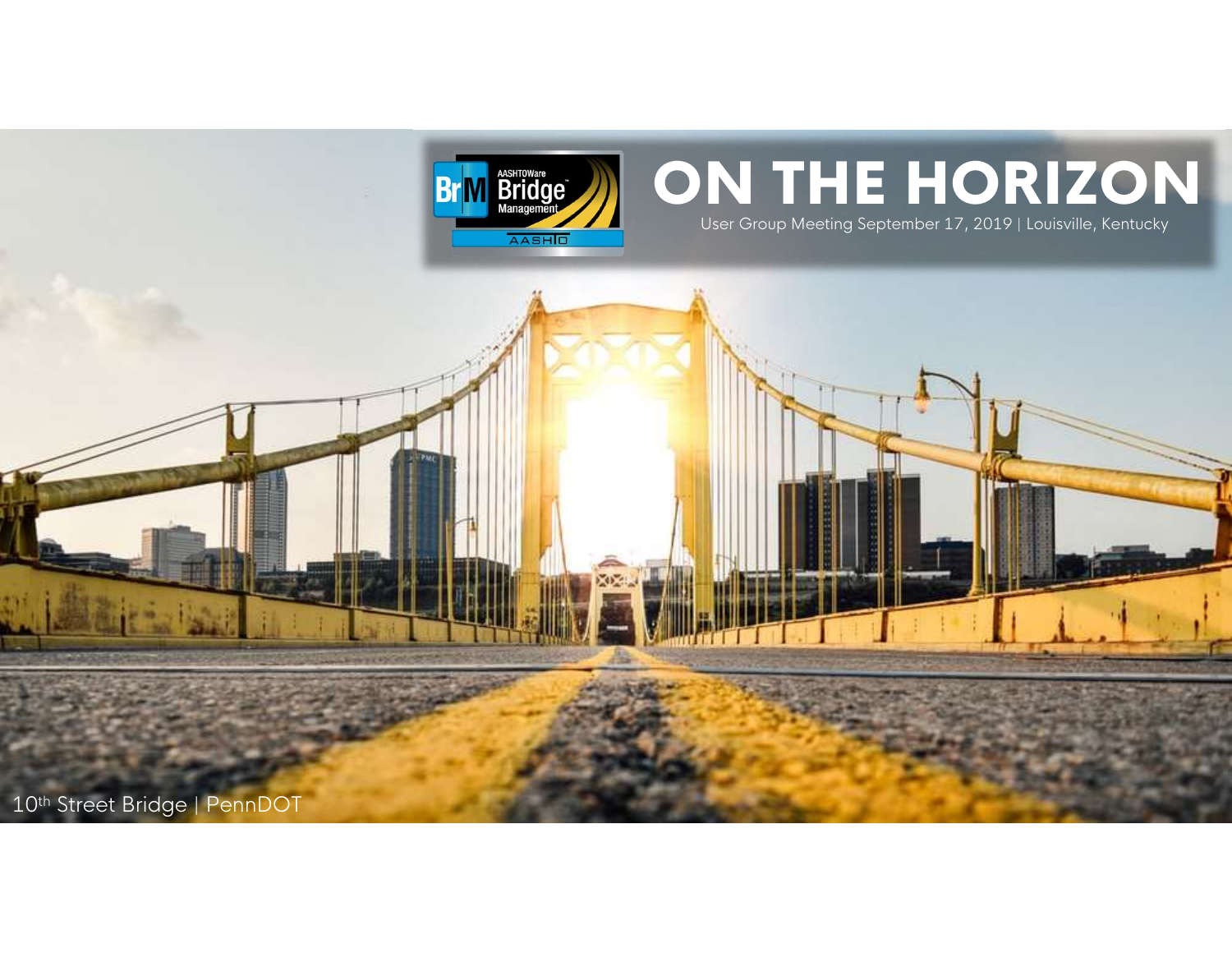# ON THE HORIZON

User Group Meeting September 17, 2019 | Louisville, Kentucky

10th Street Bridge | PennDOT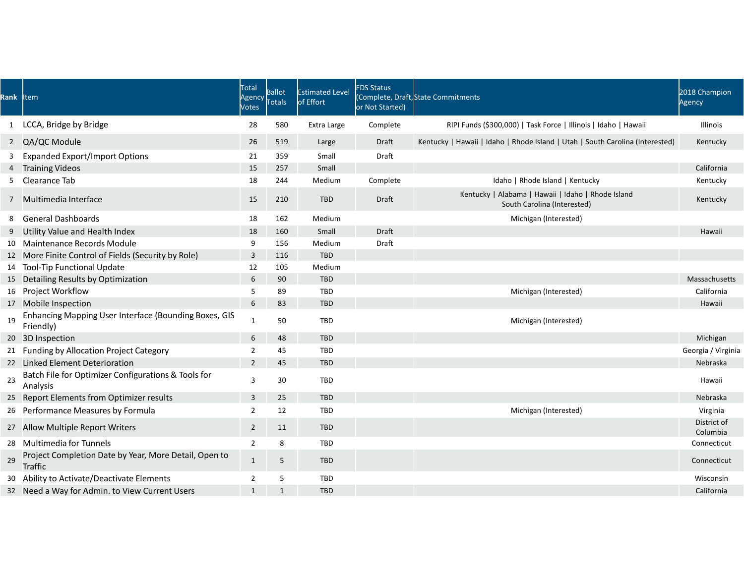| Rank | Item | Total Agency Votes | Ballot Totals | Estimated Level of Effort | FDS Status (Complete, Draft, or Not Started) | State Commitments | 2018 Champion Agency |
|---|---|---|---|---|---|---|---|
| 1 | LCCA, Bridge by Bridge | 28 | 580 | Extra Large | Complete | RIPI Funds ($300,000) \| Task Force \| Illinois \| Idaho \| Hawaii | Illinois |
| 2 | QA/QC Module | 26 | 519 | Large | Draft | Kentucky \| Hawaii \| Idaho \| Rhode Island \| Utah \| South Carolina (Interested) | Kentucky |
| 3 | Expanded Export/Import Options | 21 | 359 | Small | Draft | | |
| 4 | Training Videos | 15 | 257 | Small | | | California |
| 5 | Clearance Tab | 18 | 244 | Medium | Complete | Idaho \| Rhode Island \| Kentucky | Kentucky |
| 7 | Multimedia Interface | 15 | 210 | TBD | Draft | Kentucky \| Alabama \| Hawaii \| Idaho \| Rhode Island South Carolina (Interested) | Kentucky |
| 8 | General Dashboards | 18 | 162 | Medium | | Michigan (Interested) | |
| 9 | Utility Value and Health Index | 18 | 160 | Small | Draft | | Hawaii |
| 10 | Maintenance Records Module | 9 | 156 | Medium | Draft | | |
| 12 | More Finite Control of Fields (Security by Role) | 3 | 116 | TBD | | | |
| 14 | Tool-Tip Functional Update | 12 | 105 | Medium | | | |
| 15 | Detailing Results by Optimization | 6 | 90 | TBD | | | Massachusetts |
| 16 | Project Workflow | 5 | 89 | TBD | | Michigan (Interested) | California |
| 17 | Mobile Inspection | 6 | 83 | TBD | | | Hawaii |
| 19 | Enhancing Mapping User Interface (Bounding Boxes, GIS Friendly) | 1 | 50 | TBD | | Michigan (Interested) | |
| 20 | 3D Inspection | 6 | 48 | TBD | | | Michigan |
| 21 | Funding by Allocation Project Category | 2 | 45 | TBD | | | Georgia / Virginia |
| 22 | Linked Element Deterioration | 2 | 45 | TBD | | | Nebraska |
| 23 | Batch File for Optimizer Configurations & Tools for Analysis | 3 | 30 | TBD | | | Hawaii |
| 25 | Report Elements from Optimizer results | 3 | 25 | TBD | | | Nebraska |
| 26 | Performance Measures by Formula | 2 | 12 | TBD | | Michigan (Interested) | Virginia |
| 27 | Allow Multiple Report Writers | 2 | 11 | TBD | | | District of Columbia |
| 28 | Multimedia for Tunnels | 2 | 8 | TBD | | | Connecticut |
| 29 | Project Completion Date by Year, More Detail, Open to Traffic | 1 | 5 | TBD | | | Connecticut |
| 30 | Ability to Activate/Deactivate Elements | 2 | 5 | TBD | | | Wisconsin |
| 32 | Need a Way for Admin. to View Current Users | 1 | 1 | TBD | | | California |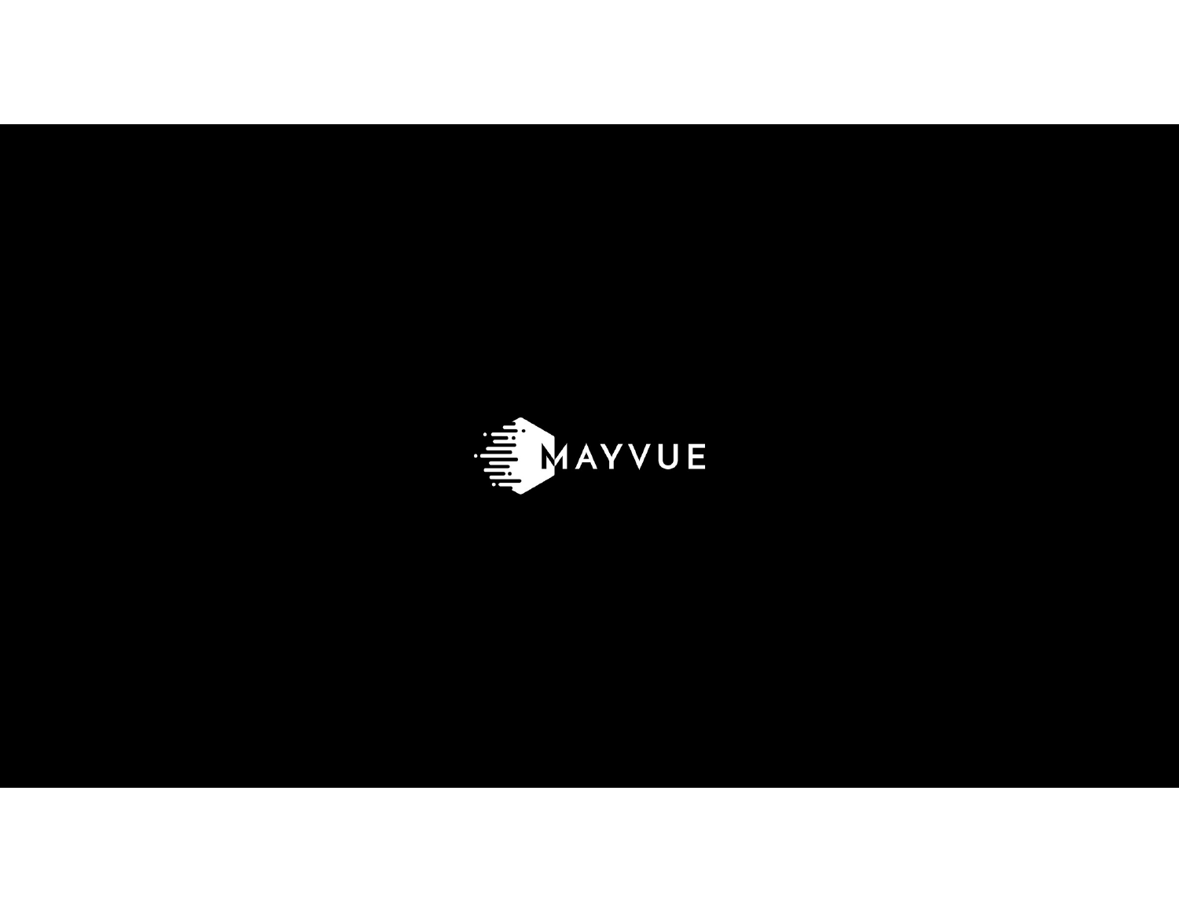MAYVUE